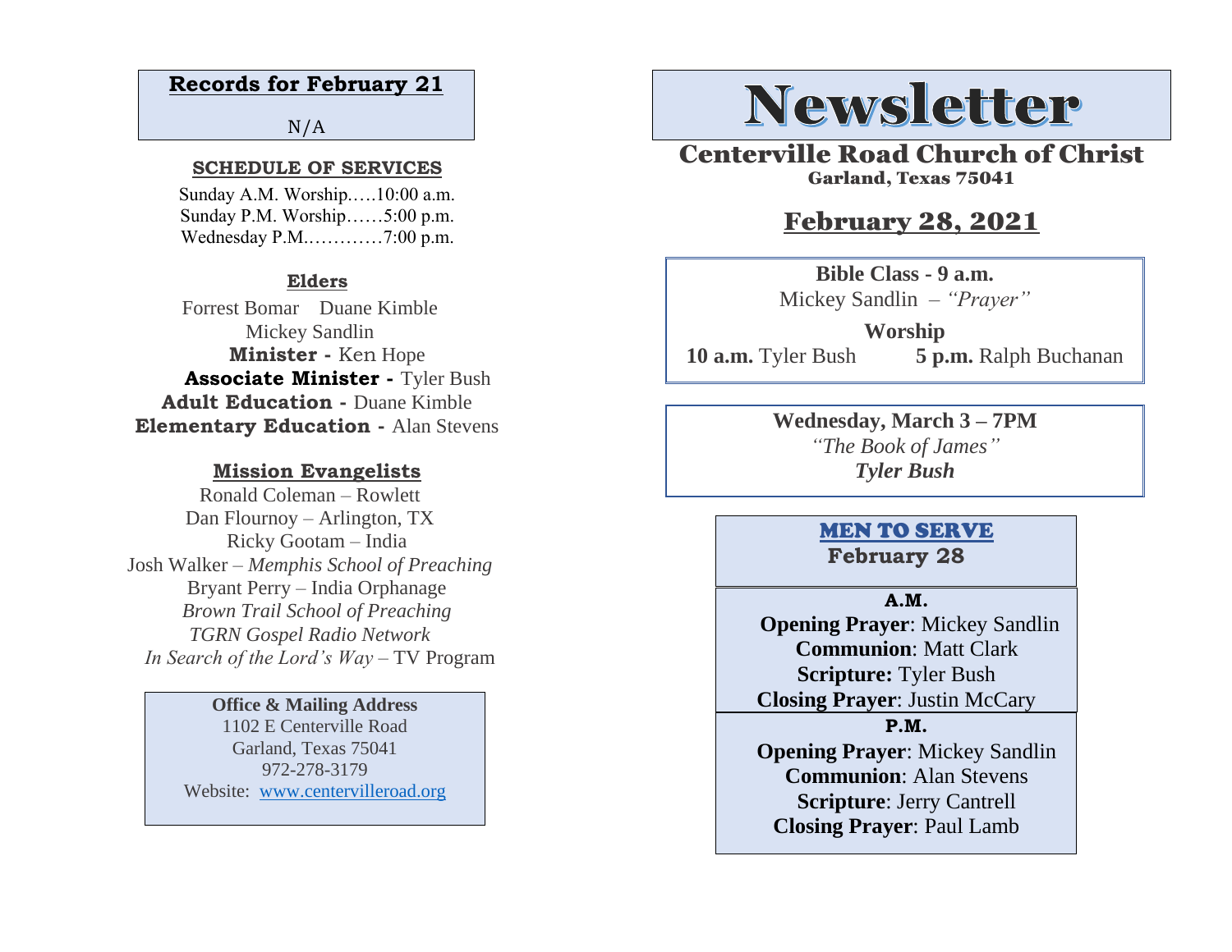## Records for February 21

N/A

### SCHEDULE OF SERVICES

Sunday A.M. Worship…..10:00 a.m.
Sunday P.M. Worship……5:00 p.m.
Wednesday P.M.…………7:00 p.m.

### Elders

Forrest Bomar    Duane Kimble
Mickey Sandlin

**Minister -** Ken Hope
**Associate Minister -** Tyler Bush
**Adult Education -** Duane Kimble
**Elementary Education -** Alan Stevens

### Mission Evangelists

Ronald Coleman – Rowlett
Dan Flournoy – Arlington, TX
Ricky Gootam – India
Josh Walker – *Memphis School of Preaching*
Bryant Perry – India Orphanage
*Brown Trail School of Preaching*
*TGRN Gospel Radio Network*
*In Search of the Lord's Way* – TV Program

**Office & Mailing Address**
1102 E Centerville Road
Garland, Texas 75041
972-278-3179
Website: www.centervilleroad.org

# Newsletter

## Centerville Road Church of Christ

Garland, Texas 75041

## February 28, 2021

**Bible Class - 9 a.m.**
Mickey Sandlin – *"Prayer"*

**Worship**
**10 a.m.** Tyler Bush    **5 p.m.** Ralph Buchanan

**Wednesday, March 3 – 7PM**
*"The Book of James"*
***Tyler Bush***

### MEN TO SERVE

**February 28**

**A.M.**
**Opening Prayer**: Mickey Sandlin
**Communion**: Matt Clark
**Scripture:** Tyler Bush
**Closing Prayer**: Justin McCary

**P.M.**
**Opening Prayer**: Mickey Sandlin
**Communion**: Alan Stevens
**Scripture**: Jerry Cantrell
**Closing Prayer**: Paul Lamb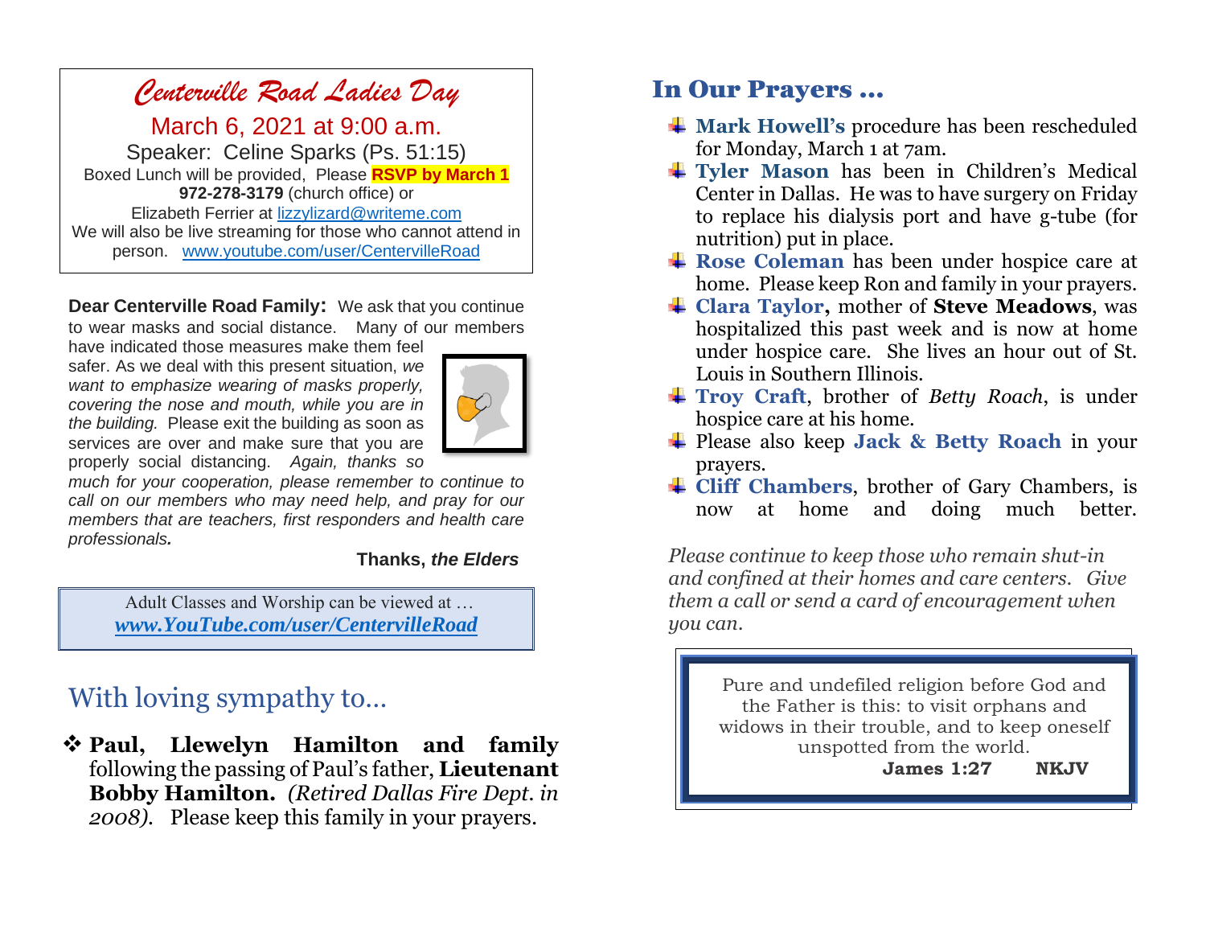## *Centerville Road Ladies Day*

March 6, 2021 at 9:00 a.m.

Speaker: Celine Sparks (Ps. 51:15)

Boxed Lunch will be provided, Please **RSVP by March 1**
**972-278-3179** (church office) or
Elizabeth Ferrier at lizzylizard@writeme.com
We will also be live streaming for those who cannot attend in person. www.youtube.com/user/CentervilleRoad

**Dear Centerville Road Family:** We ask that you continue to wear masks and social distance. Many of our members have indicated those measures make them feel safer. As we deal with this present situation, *we want to emphasize wearing of masks properly, covering the nose and mouth, while you are in the building.* Please exit the building as soon as services are over and make sure that you are properly social distancing. *Again, thanks so much for your cooperation, please remember to continue to call on our members who may need help, and pray for our members that are teachers, first responders and health care professionals.*

**Thanks, *the Elders***

Adult Classes and Worship can be viewed at …
***www.YouTube.com/user/CentervilleRoad***

## With loving sympathy to…

- **Paul, Llewelyn Hamilton and family** following the passing of Paul's father, **Lieutenant Bobby Hamilton.** *(Retired Dallas Fire Dept. in 2008).* Please keep this family in your prayers.

## In Our Prayers …

- **Mark Howell's** procedure has been rescheduled for Monday, March 1 at 7am.
- **Tyler Mason** has been in Children's Medical Center in Dallas. He was to have surgery on Friday to replace his dialysis port and have g-tube (for nutrition) put in place.
- **Rose Coleman** has been under hospice care at home. Please keep Ron and family in your prayers.
- **Clara Taylor, mother of Steve Meadows,** was hospitalized this past week and is now at home under hospice care. She lives an hour out of St. Louis in Southern Illinois.
- **Troy Craft**, brother of *Betty Roach*, is under hospice care at his home.
- Please also keep **Jack & Betty Roach** in your prayers.
- **Cliff Chambers**, brother of Gary Chambers, is now at home and doing much better.

*Please continue to keep those who remain shut-in and confined at their homes and care centers. Give them a call or send a card of encouragement when you can.*

Pure and undefiled religion before God and the Father is this: to visit orphans and widows in their trouble, and to keep oneself unspotted from the world.
**James 1:27 NKJV**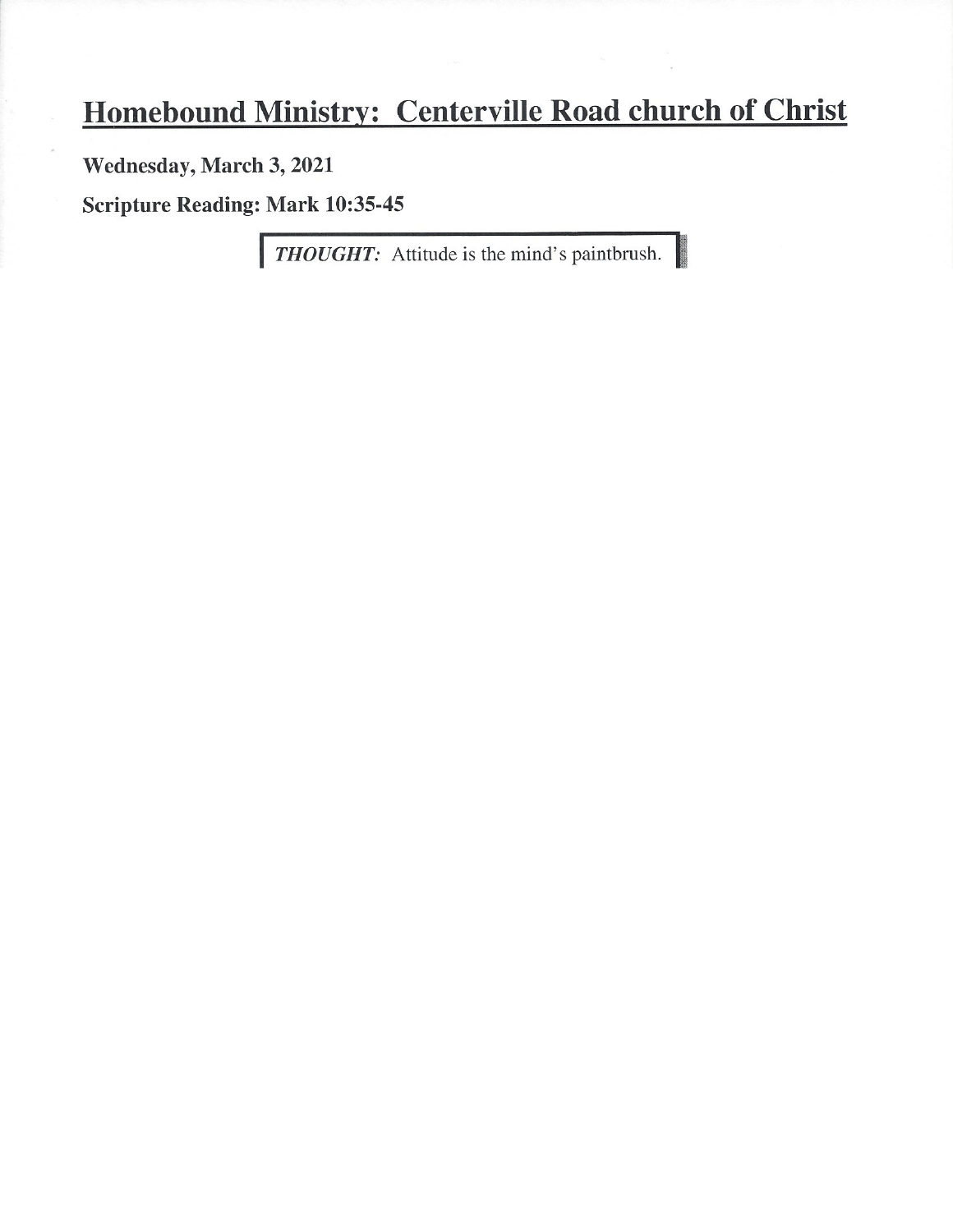# Homebound Ministry: Centerville Road church of Christ

**Wednesday, March 3, 2021**

**Scripture Reading: Mark 10:35-45**

***THOUGHT:*** Attitude is the mind's paintbrush.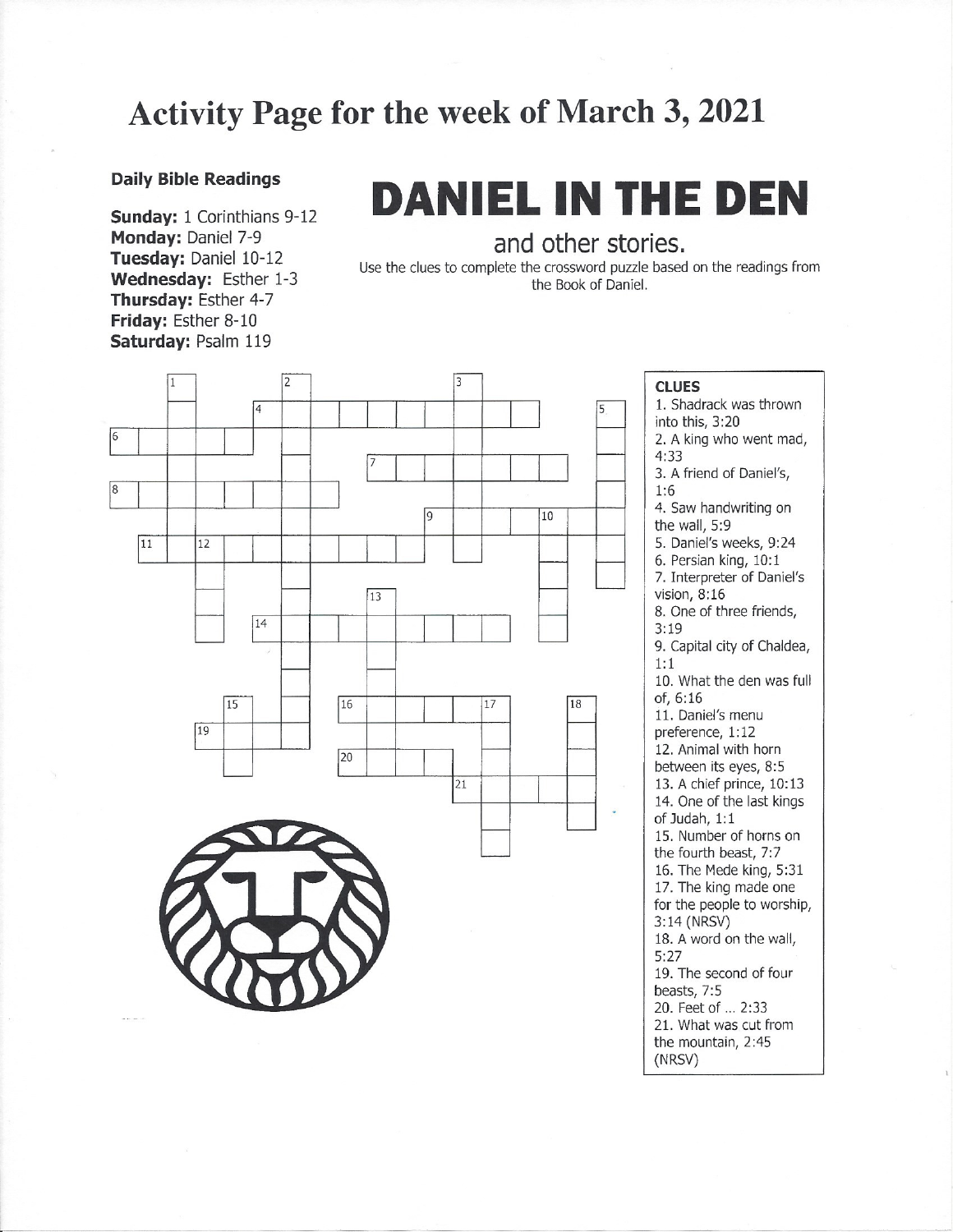# Activity Page for the week of March 3, 2021

**Daily Bible Readings**

**Sunday:** 1 Corinthians 9-12
**Monday:** Daniel 7-9
**Tuesday:** Daniel 10-12
**Wednesday:** Esther 1-3
**Thursday:** Esther 4-7
**Friday:** Esther 8-10
**Saturday:** Psalm 119

# DANIEL IN THE DEN

## and other stories.

Use the clues to complete the crossword puzzle based on the readings from the Book of Daniel.

**CLUES**

1. Shadrack was thrown into this, 3:20
2. A king who went mad, 4:33
3. A friend of Daniel's, 1:6
4. Saw handwriting on the wall, 5:9
5. Daniel's weeks, 9:24
6. Persian king, 10:1
7. Interpreter of Daniel's vision, 8:16
8. One of three friends, 3:19
9. Capital city of Chaldea, 1:1
10. What the den was full of, 6:16
11. Daniel's menu preference, 1:12
12. Animal with horn between its eyes, 8:5
13. A chief prince, 10:13
14. One of the last kings of Judah, 1:1
15. Number of horns on the fourth beast, 7:7
16. The Mede king, 5:31
17. The king made one for the people to worship, 3:14 (NRSV)
18. A word on the wall, 5:27
19. The second of four beasts, 7:5
20. Feet of ... 2:33
21. What was cut from the mountain, 2:45 (NRSV)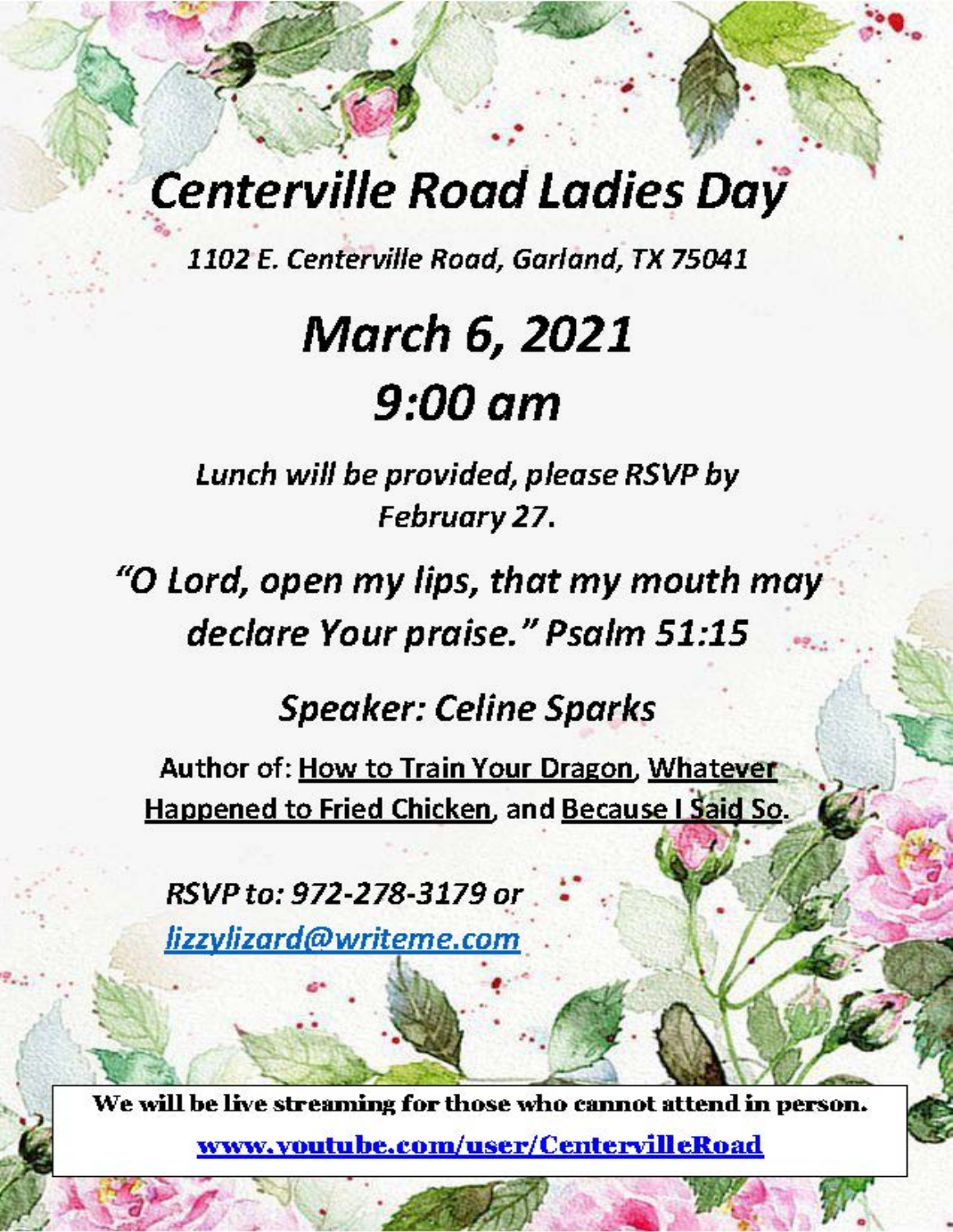# *Centerville Road Ladies Day*

*1102 E. Centerville Road, Garland, TX 75041*

## *March 6, 2021*

## *9:00 am*

*Lunch will be provided, please RSVP by February 27.*

*"O Lord, open my lips, that my mouth may declare Your praise." Psalm 51:15*

### *Speaker: Celine Sparks*

**Author of: How to Train Your Dragon, Whatever Happened to Fried Chicken, and Because I Said So.**

*RSVP to: 972-278-3179 or lizzylizard@writeme.com*

**We will be live streaming for those who cannot attend in person.**

**www.youtube.com/user/CentervilleRoad**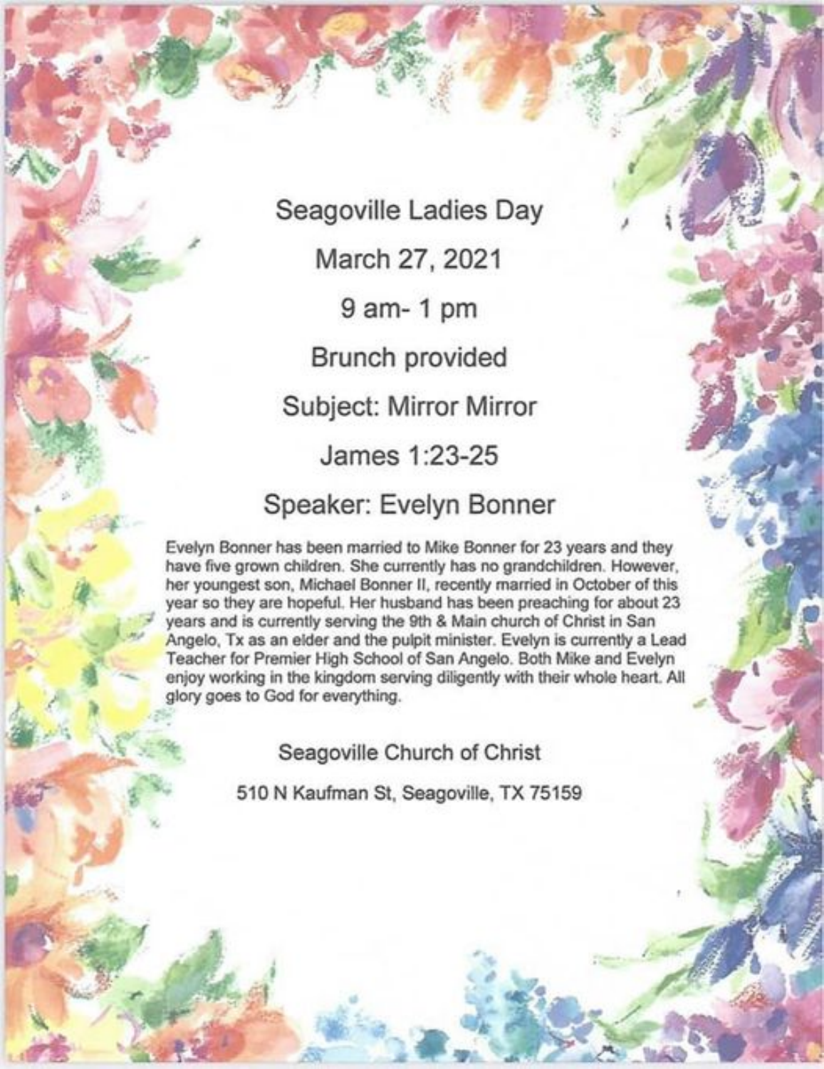# Seagoville Ladies Day

March 27, 2021

9 am- 1 pm

Brunch provided

Subject: Mirror Mirror

James 1:23-25

Speaker: Evelyn Bonner

Evelyn Bonner has been married to Mike Bonner for 23 years and they have five grown children. She currently has no grandchildren. However, her youngest son, Michael Bonner II, recently married in October of this year so they are hopeful. Her husband has been preaching for about 23 years and is currently serving the 9th & Main church of Christ in San Angelo, Tx as an elder and the pulpit minister. Evelyn is currently a Lead Teacher for Premier High School of San Angelo. Both Mike and Evelyn enjoy working in the kingdom serving diligently with their whole heart. All glory goes to God for everything.

Seagoville Church of Christ

510 N Kaufman St, Seagoville, TX 75159